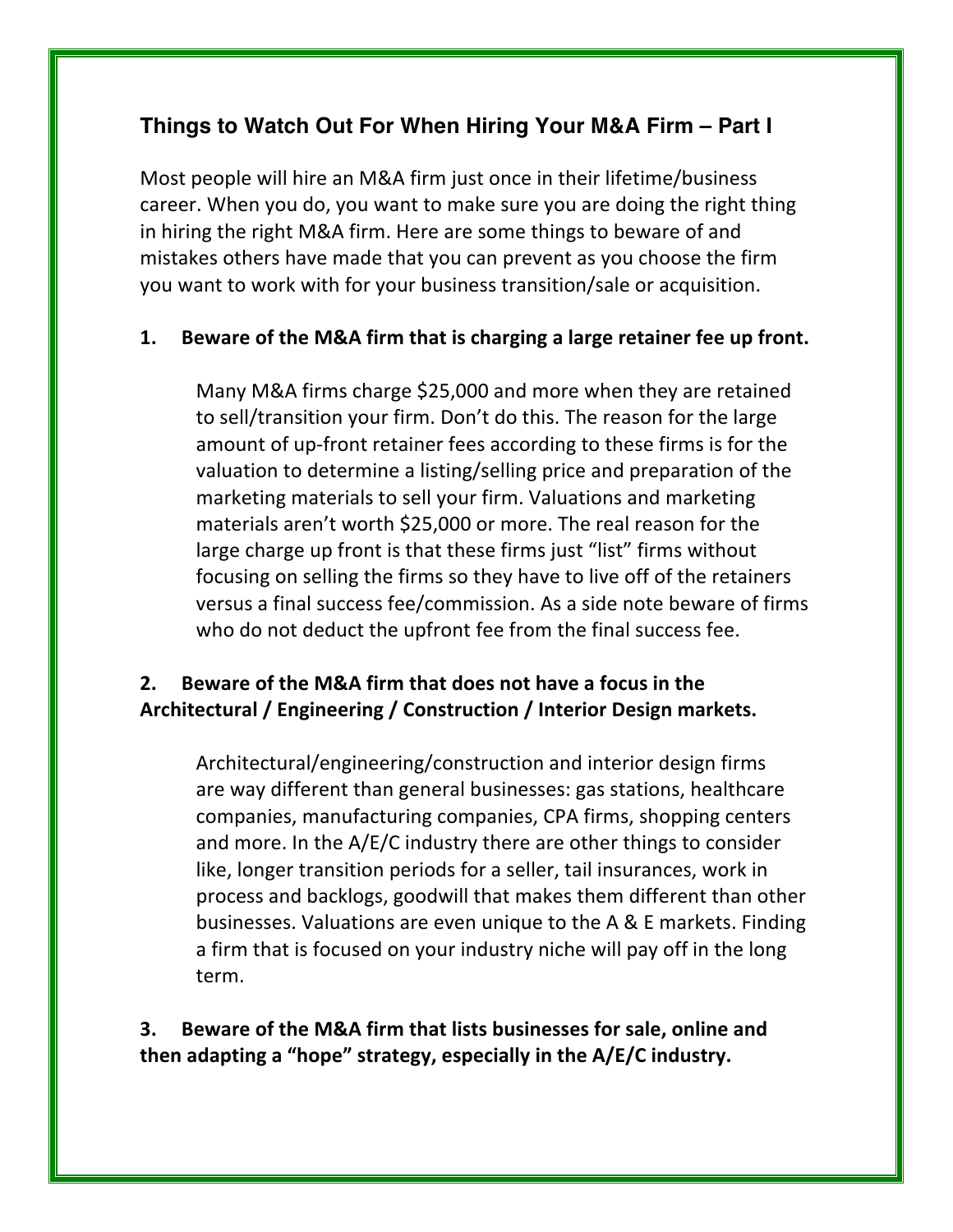## Things to Watch Out For When Hiring Your M&A Firm – Part I

Most people will hire an M&A firm just once in their lifetime/business career. When you do, you want to make sure you are doing the right thing in hiring the right M&A firm. Here are some things to beware of and mistakes others have made that you can prevent as you choose the firm you want to work with for your business transition/sale or acquisition.

**1. Beware of the M&A firm that is charging a large retainer fee up front.**

Many M&A firms charge $25,000 and more when they are retained to sell/transition your firm. Don't do this. The reason for the large amount of up-front retainer fees according to these firms is for the valuation to determine a listing/selling price and preparation of the marketing materials to sell your firm. Valuations and marketing materials aren't worth $25,000 or more. The real reason for the large charge up front is that these firms just "list" firms without focusing on selling the firms so they have to live off of the retainers versus a final success fee/commission. As a side note beware of firms who do not deduct the upfront fee from the final success fee.

**2. Beware of the M&A firm that does not have a focus in the Architectural / Engineering / Construction / Interior Design markets.**

Architectural/engineering/construction and interior design firms are way different than general businesses: gas stations, healthcare companies, manufacturing companies, CPA firms, shopping centers and more. In the A/E/C industry there are other things to consider like, longer transition periods for a seller, tail insurances, work in process and backlogs, goodwill that makes them different than other businesses. Valuations are even unique to the A & E markets. Finding a firm that is focused on your industry niche will pay off in the long term.

**3. Beware of the M&A firm that lists businesses for sale, online and then adapting a "hope" strategy, especially in the A/E/C industry.**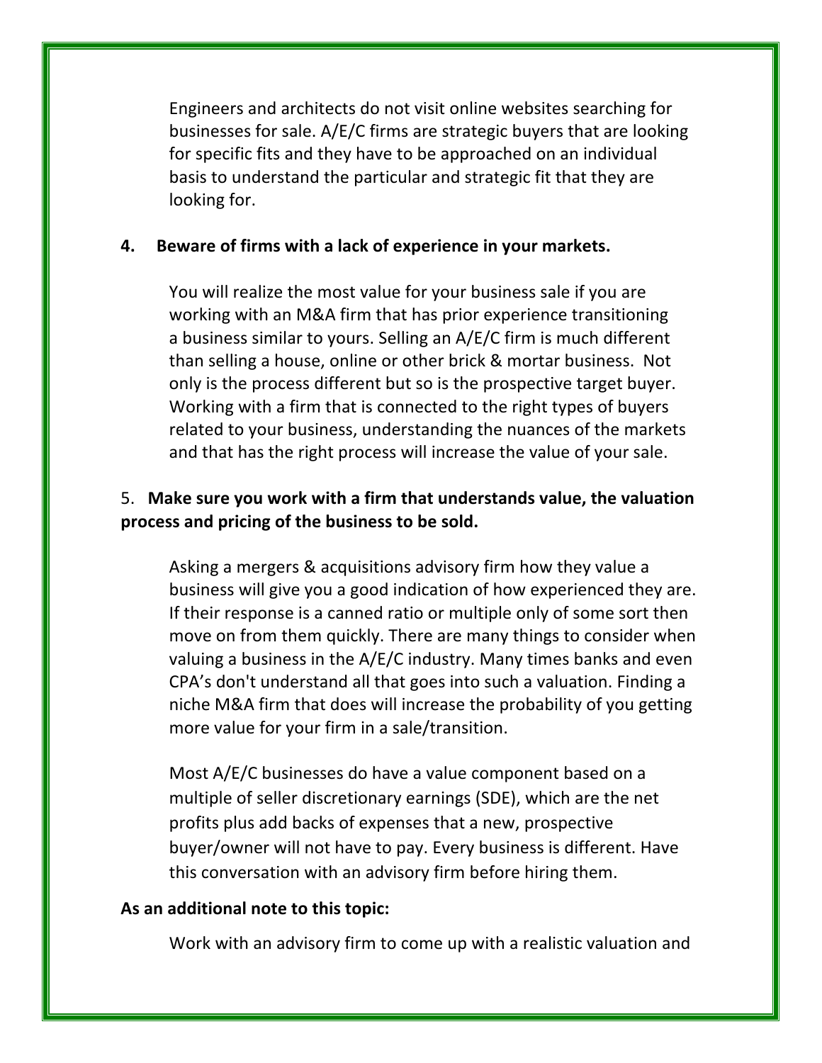Engineers and architects do not visit online websites searching for businesses for sale. A/E/C firms are strategic buyers that are looking for specific fits and they have to be approached on an individual basis to understand the particular and strategic fit that they are looking for.

**4. Beware of firms with a lack of experience in your markets.**

You will realize the most value for your business sale if you are working with an M&A firm that has prior experience transitioning a business similar to yours. Selling an A/E/C firm is much different than selling a house, online or other brick & mortar business. Not only is the process different but so is the prospective target buyer. Working with a firm that is connected to the right types of buyers related to your business, understanding the nuances of the markets and that has the right process will increase the value of your sale.

5. **Make sure you work with a firm that understands value, the valuation process and pricing of the business to be sold.**

Asking a mergers & acquisitions advisory firm how they value a business will give you a good indication of how experienced they are. If their response is a canned ratio or multiple only of some sort then move on from them quickly. There are many things to consider when valuing a business in the A/E/C industry. Many times banks and even CPA's don't understand all that goes into such a valuation. Finding a niche M&A firm that does will increase the probability of you getting more value for your firm in a sale/transition.

Most A/E/C businesses do have a value component based on a multiple of seller discretionary earnings (SDE), which are the net profits plus add backs of expenses that a new, prospective buyer/owner will not have to pay. Every business is different. Have this conversation with an advisory firm before hiring them.

**As an additional note to this topic:**

Work with an advisory firm to come up with a realistic valuation and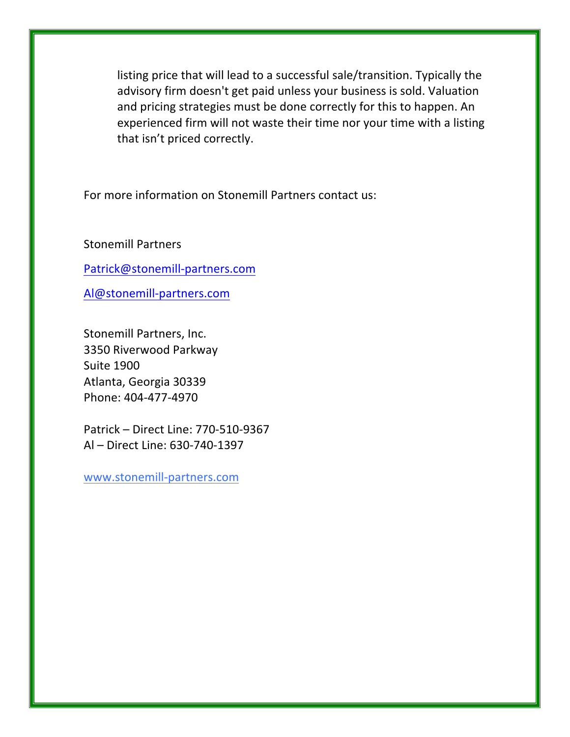listing price that will lead to a successful sale/transition. Typically the advisory firm doesn't get paid unless your business is sold. Valuation and pricing strategies must be done correctly for this to happen. An experienced firm will not waste their time nor your time with a listing that isn't priced correctly.

For more information on Stonemill Partners contact us:

Stonemill Partners

Patrick@stonemill-partners.com

Al@stonemill-partners.com

Stonemill Partners, Inc.
3350 Riverwood Parkway
Suite 1900
Atlanta, Georgia 30339
Phone: 404-477-4970

Patrick – Direct Line: 770-510-9367
Al – Direct Line: 630-740-1397

www.stonemill-partners.com